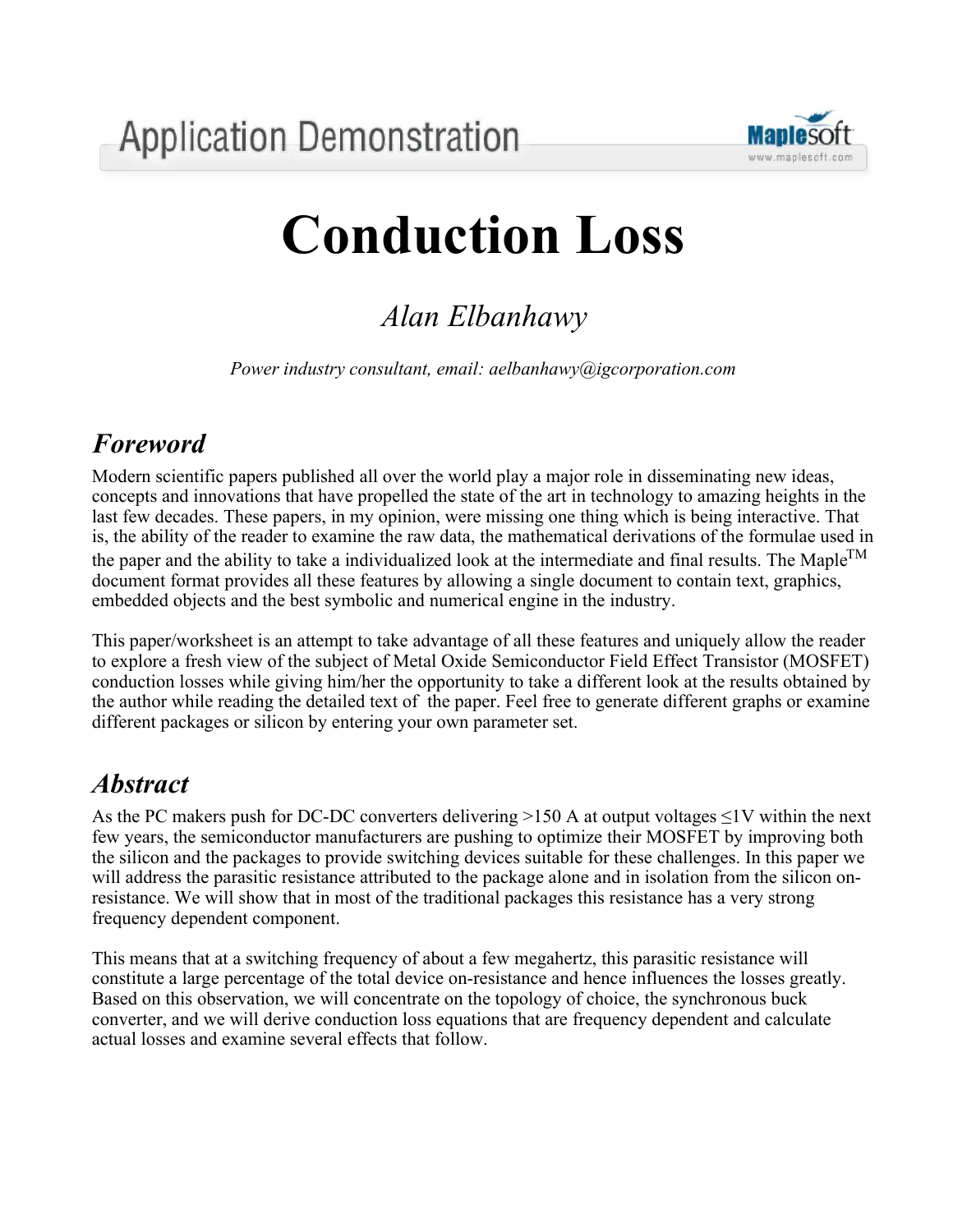Application Demonstration

# Conduction Loss

*Alan Elbanhawy*

*Power industry consultant, email: aelbanhawy@igcorporation.com*

## *Foreword*

Modern scientific papers published all over the world play a major role in disseminating new ideas, concepts and innovations that have propelled the state of the art in technology to amazing heights in the last few decades. These papers, in my opinion, were missing one thing which is being interactive. That is, the ability of the reader to examine the raw data, the mathematical derivations of the formulae used in the paper and the ability to take a individualized look at the intermediate and final results. The Maple™ document format provides all these features by allowing a single document to contain text, graphics, embedded objects and the best symbolic and numerical engine in the industry.

This paper/worksheet is an attempt to take advantage of all these features and uniquely allow the reader to explore a fresh view of the subject of Metal Oxide Semiconductor Field Effect Transistor (MOSFET) conduction losses while giving him/her the opportunity to take a different look at the results obtained by the author while reading the detailed text of the paper. Feel free to generate different graphs or examine different packages or silicon by entering your own parameter set.

## *Abstract*

As the PC makers push for DC-DC converters delivering >150 A at output voltages ≤1V within the next few years, the semiconductor manufacturers are pushing to optimize their MOSFET by improving both the silicon and the packages to provide switching devices suitable for these challenges. In this paper we will address the parasitic resistance attributed to the package alone and in isolation from the silicon on-resistance. We will show that in most of the traditional packages this resistance has a very strong frequency dependent component.

This means that at a switching frequency of about a few megahertz, this parasitic resistance will constitute a large percentage of the total device on-resistance and hence influences the losses greatly. Based on this observation, we will concentrate on the topology of choice, the synchronous buck converter, and we will derive conduction loss equations that are frequency dependent and calculate actual losses and examine several effects that follow.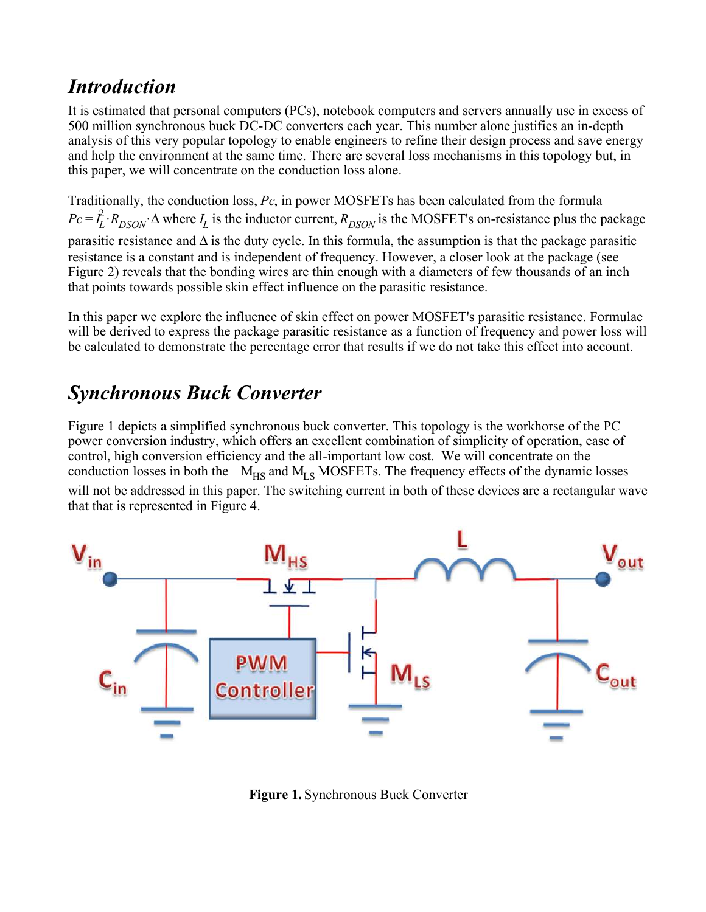## *Introduction*

It is estimated that personal computers (PCs), notebook computers and servers annually use in excess of 500 million synchronous buck DC-DC converters each year. This number alone justifies an in-depth analysis of this very popular topology to enable engineers to refine their design process and save energy and help the environment at the same time. There are several loss mechanisms in this topology but, in this paper, we will concentrate on the conduction loss alone.

Traditionally, the conduction loss, *Pc*, in power MOSFETs has been calculated from the formula $Pc = I_L^2 \cdot R_{DSON} \cdot \Delta$ where $I_L$ is the inductor current, $R_{DSON}$ is the MOSFET's on-resistance plus the package parasitic resistance and $\Delta$ is the duty cycle. In this formula, the assumption is that the package parasitic resistance is a constant and is independent of frequency. However, a closer look at the package (see Figure 2) reveals that the bonding wires are thin enough with a diameters of few thousands of an inch that points towards possible skin effect influence on the parasitic resistance.

In this paper we explore the influence of skin effect on power MOSFET's parasitic resistance. Formulae will be derived to express the package parasitic resistance as a function of frequency and power loss will be calculated to demonstrate the percentage error that results if we do not take this effect into account.

## *Synchronous Buck Converter*

Figure 1 depicts a simplified synchronous buck converter. This topology is the workhorse of the PC power conversion industry, which offers an excellent combination of simplicity of operation, ease of control, high conversion efficiency and the all-important low cost. We will concentrate on the conduction losses in both the $M_{HS}$ and $M_{LS}$ MOSFETs. The frequency effects of the dynamic losses will not be addressed in this paper. The switching current in both of these devices are a rectangular wave that that is represented in Figure 4.

**Figure 1.** Synchronous Buck Converter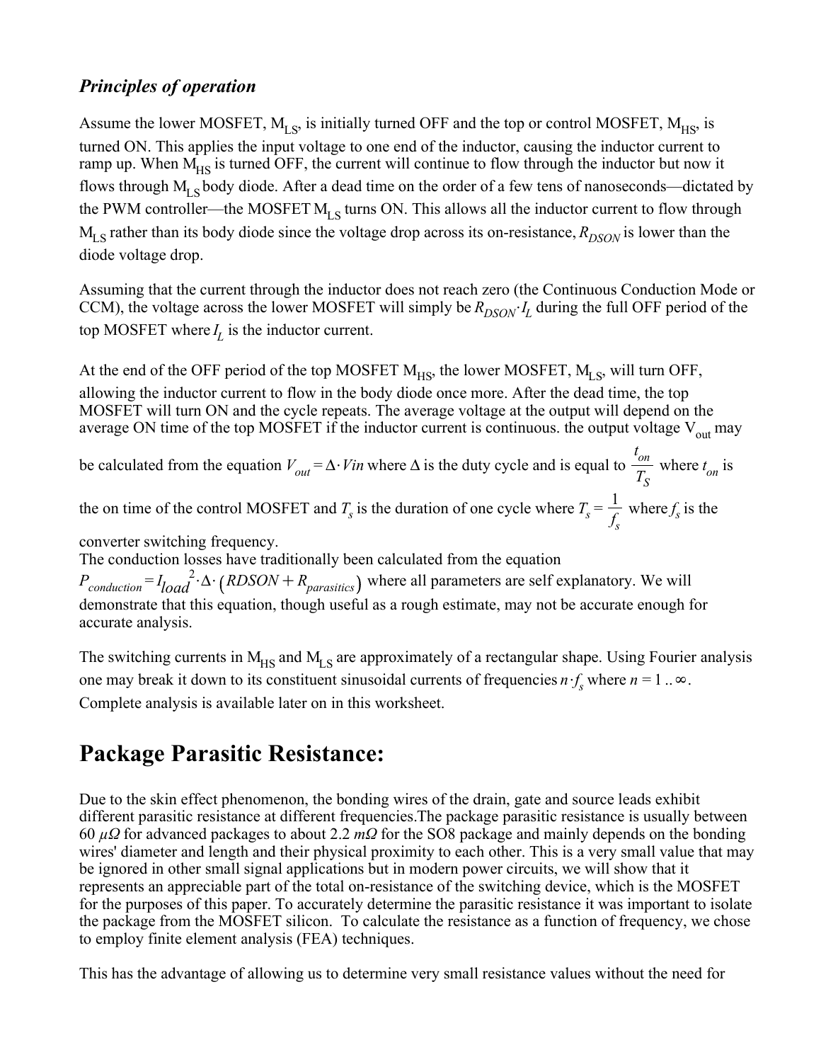### *Principles of operation*

Assume the lower MOSFET, $M_{LS}$, is initially turned OFF and the top or control MOSFET, $M_{HS}$, is turned ON. This applies the input voltage to one end of the inductor, causing the inductor current to ramp up. When $M_{HS}$ is turned OFF, the current will continue to flow through the inductor but now it flows through $M_{LS}$ body diode. After a dead time on the order of a few tens of nanoseconds—dictated by the PWM controller—the MOSFET $M_{LS}$ turns ON. This allows all the inductor current to flow through $M_{LS}$ rather than its body diode since the voltage drop across its on-resistance, $R_{DSON}$ is lower than the diode voltage drop.

Assuming that the current through the inductor does not reach zero (the Continuous Conduction Mode or CCM), the voltage across the lower MOSFET will simply be $R_{DSON} \cdot I_L$ during the full OFF period of the top MOSFET where $I_L$ is the inductor current.

At the end of the OFF period of the top MOSFET $M_{HS}$, the lower MOSFET, $M_{LS}$, will turn OFF, allowing the inductor current to flow in the body diode once more. After the dead time, the top MOSFET will turn ON and the cycle repeats. The average voltage at the output will depend on the average ON time of the top MOSFET if the inductor current is continuous. the output voltage $V_{out}$ may be calculated from the equation $V_{out} = \Delta \cdot Vin$ where $\Delta$ is the duty cycle and is equal to $\frac{t_{on}}{T_S}$ where $t_{on}$ is the on time of the control MOSFET and $T_s$ is the duration of one cycle where $T_s = \frac{1}{f_s}$ where $f_s$ is the converter switching frequency.
The conduction losses have traditionally been calculated from the equation $P_{conduction} = I_{load}^{2} \cdot \Delta \cdot \left( RDSON + R_{parasitics} \right)$ where all parameters are self explanatory. We will demonstrate that this equation, though useful as a rough estimate, may not be accurate enough for accurate analysis.

The switching currents in $M_{HS}$ and $M_{LS}$ are approximately of a rectangular shape. Using Fourier analysis one may break it down to its constituent sinusoidal currents of frequencies $n \cdot f_s$ where $n = 1 .. \infty$. Complete analysis is available later on in this worksheet.

# Package Parasitic Resistance:

Due to the skin effect phenomenon, the bonding wires of the drain, gate and source leads exhibit different parasitic resistance at different frequencies.The package parasitic resistance is usually between 60 $\mu\Omega$ for advanced packages to about 2.2 $m\Omega$ for the SO8 package and mainly depends on the bonding wires' diameter and length and their physical proximity to each other. This is a very small value that may be ignored in other small signal applications but in modern power circuits, we will show that it represents an appreciable part of the total on-resistance of the switching device, which is the MOSFET for the purposes of this paper. To accurately determine the parasitic resistance it was important to isolate the package from the MOSFET silicon. To calculate the resistance as a function of frequency, we chose to employ finite element analysis (FEA) techniques.

This has the advantage of allowing us to determine very small resistance values without the need for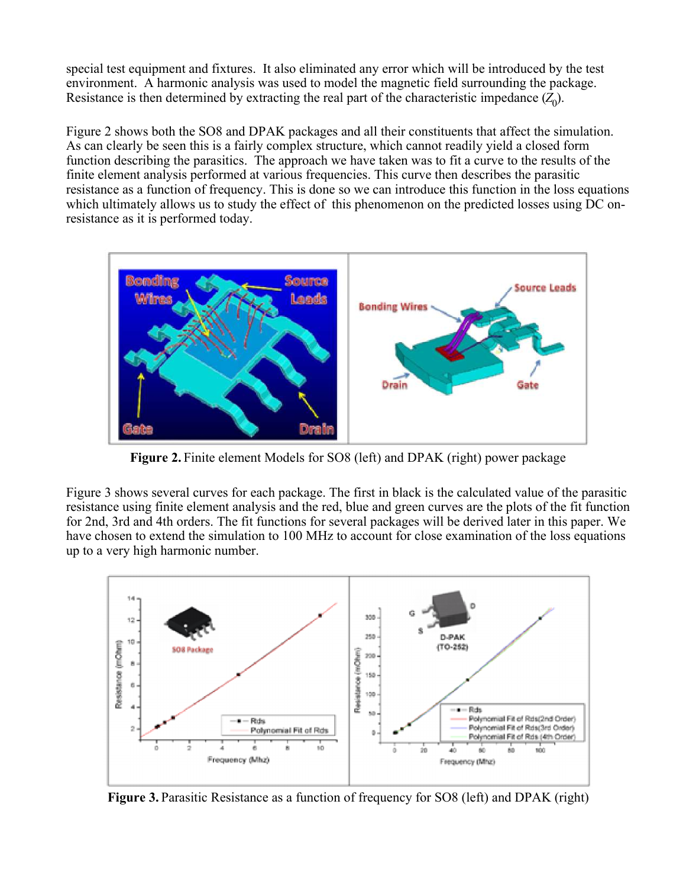special test equipment and fixtures. It also eliminated any error which will be introduced by the test environment. A harmonic analysis was used to model the magnetic field surrounding the package. Resistance is then determined by extracting the real part of the characteristic impedance ($Z_0$).

Figure 2 shows both the SO8 and DPAK packages and all their constituents that affect the simulation. As can clearly be seen this is a fairly complex structure, which cannot readily yield a closed form function describing the parasitics. The approach we have taken was to fit a curve to the results of the finite element analysis performed at various frequencies. This curve then describes the parasitic resistance as a function of frequency. This is done so we can introduce this function in the loss equations which ultimately allows us to study the effect of this phenomenon on the predicted losses using DC on-resistance as it is performed today.

**Figure 2.** Finite element Models for SO8 (left) and DPAK (right) power package

Figure 3 shows several curves for each package. The first in black is the calculated value of the parasitic resistance using finite element analysis and the red, blue and green curves are the plots of the fit function for 2nd, 3rd and 4th orders. The fit functions for several packages will be derived later in this paper. We have chosen to extend the simulation to 100 MHz to account for close examination of the loss equations up to a very high harmonic number.

**Figure 3.** Parasitic Resistance as a function of frequency for SO8 (left) and DPAK (right)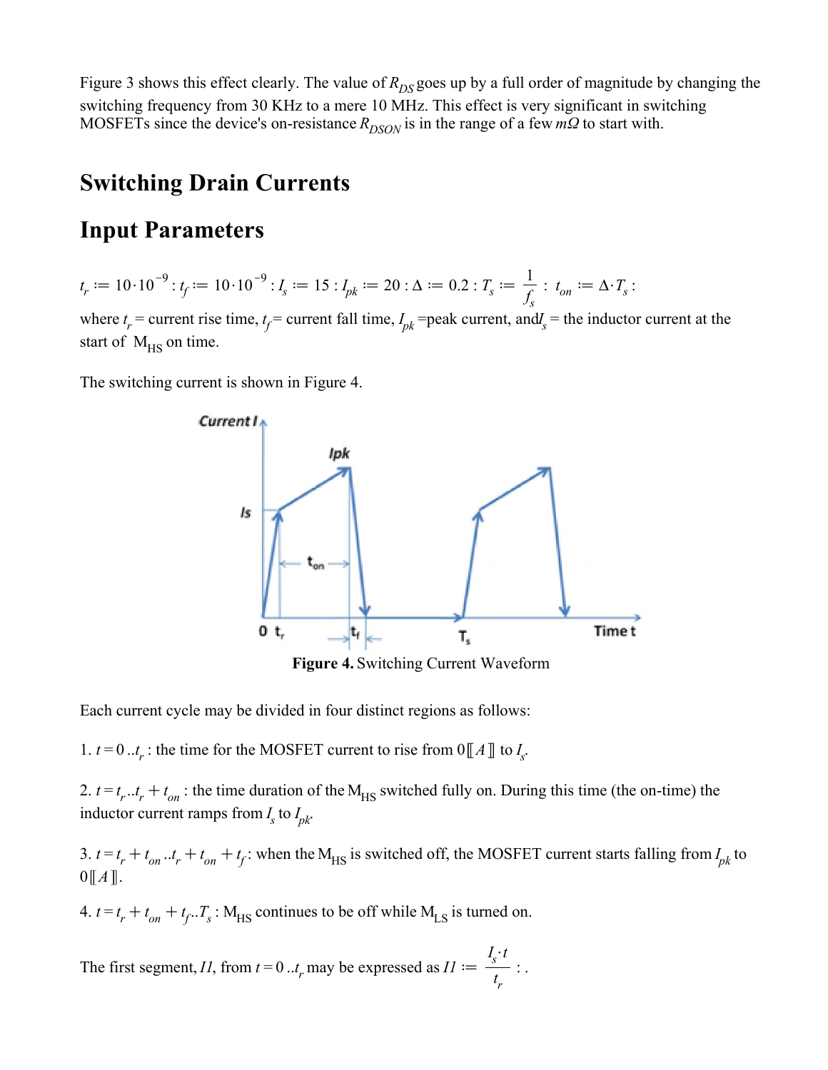Figure 3 shows this effect clearly. The value of $R_{DS}$ goes up by a full order of magnitude by changing the switching frequency from 30 KHz to a mere 10 MHz. This effect is very significant in switching MOSFETs since the device's on-resistance $R_{DSON}$ is in the range of a few $m\Omega$ to start with.

## Switching Drain Currents

## Input Parameters

$t_r := 10 \cdot 10^{-9} : t_f := 10 \cdot 10^{-9} : I_s := 15 : I_{pk} := 20 : \Delta := 0.2 : T_s := \dfrac{1}{f_s} : t_{on} := \Delta \cdot T_s :$

where $t_r$ = current rise time, $t_f$ = current fall time, $I_{pk}$ =peak current, and $I_s$ = the inductor current at the start of $M_{HS}$ on time.

The switching current is shown in Figure 4.

**Figure 4.** Switching Current Waveform

Each current cycle may be divided in four distinct regions as follows:

1. $t = 0 \,..\, t_r$ : the time for the MOSFET current to rise from $0[\![A]\!]$ to $I_s$.

2. $t = t_r \,..\, t_r + t_{on}$ : the time duration of the $M_{HS}$ switched fully on. During this time (the on-time) the inductor current ramps from $I_s$ to $I_{pk}$.

3. $t = t_r + t_{on} \,..\, t_r + t_{on} + t_f$ : when the $M_{HS}$ is switched off, the MOSFET current starts falling from $I_{pk}$ to $0[\![A]\!]$.

4. $t = t_r + t_{on} + t_f \,..\, T_s$ : $M_{HS}$ continues to be off while $M_{LS}$ is turned on.

The first segment, $I1$, from $t = 0 \,..\, t_r$ may be expressed as $I1 := \dfrac{I_s \cdot t}{t_r}$ : .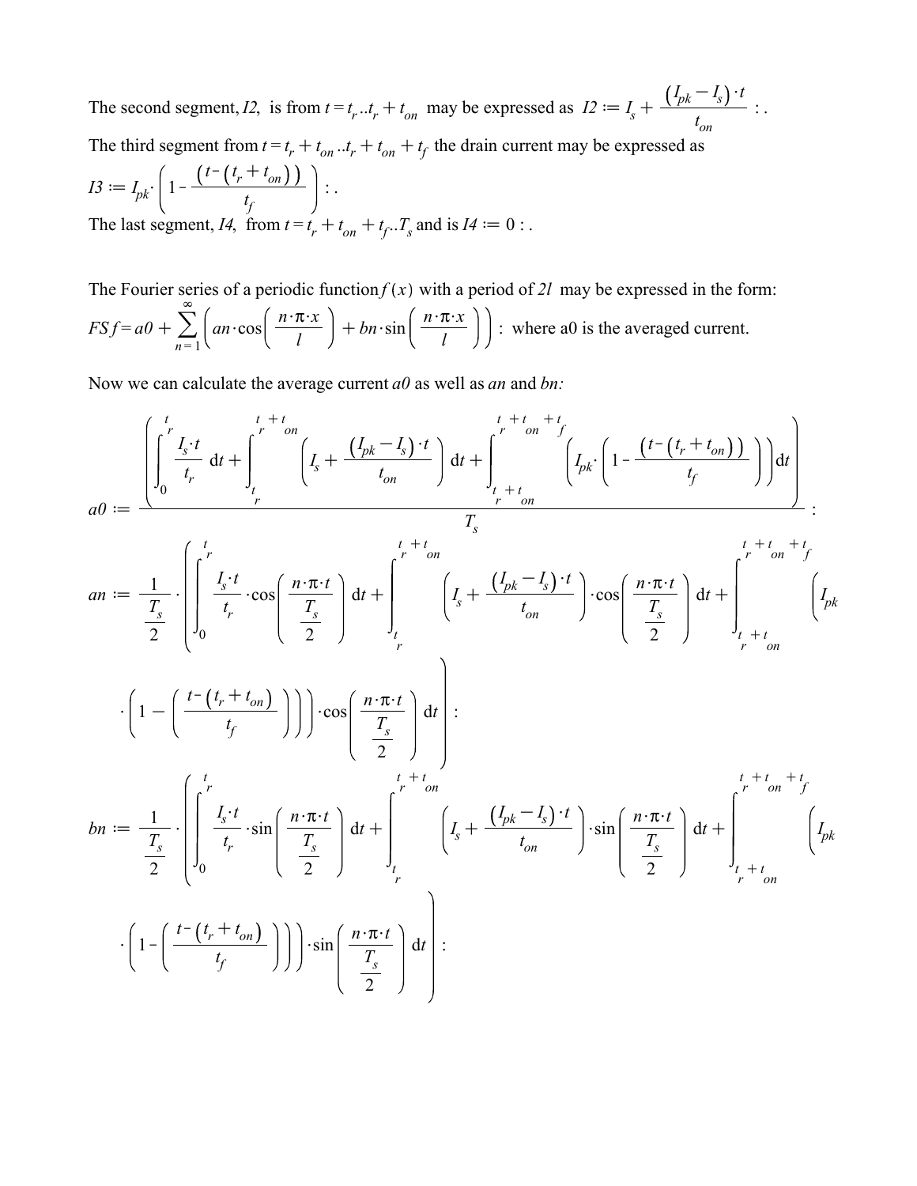The second segment, *I2*, is from $t = t_r .. t_r + t_{on}$ may be expressed as $I2 := I_s + \frac{(I_{pk} - I_s) \cdot t}{t_{on}}$ : .

The third segment from $t = t_r + t_{on} .. t_r + t_{on} + t_f$ the drain current may be expressed as

$I3 := I_{pk} \cdot \left( 1 - \frac{(t - (t_r + t_{on}))}{t_f} \right)$ : .

The last segment, *I4*, from $t = t_r + t_{on} + t_f .. T_s$ and is $I4 := 0$ : .

The Fourier series of a periodic function $f(x)$ with a period of $2l$ may be expressed in the form:

$FSf = a0 + \sum_{n=1}^{\infty} \left( an \cdot \cos\left( \frac{n \cdot \pi \cdot x}{l} \right) + bn \cdot \sin\left( \frac{n \cdot \pi \cdot x}{l} \right) \right)$ : where a0 is the averaged current.

Now we can calculate the average current *a0* as well as *an* and *bn:*

$$a0 := \frac{\left( \int_0^{t_r} \frac{I_s \cdot t}{t_r} \, dt + \int_{t_r}^{t_r + t_{on}} \left( I_s + \frac{(I_{pk} - I_s) \cdot t}{t_{on}} \right) dt + \int_{t_r + t_{on}}^{t_r + t_{on} + t_f} \left( I_{pk} \cdot \left( 1 - \frac{(t - (t_r + t_{on}))}{t_f} \right) \right) dt \right)}{T_s} :$$

$$an := \frac{1}{\frac{T_s}{2}} \cdot \left( \int_0^{t_r} \frac{I_s \cdot t}{t_r} \cdot \cos\left( \frac{n \cdot \pi \cdot t}{\frac{T_s}{2}} \right) dt + \int_{t_r}^{t_r + t_{on}} \left( I_s + \frac{(I_{pk} - I_s) \cdot t}{t_{on}} \right) \cdot \cos\left( \frac{n \cdot \pi \cdot t}{\frac{T_s}{2}} \right) dt + \int_{t_r + t_{on}}^{t_r + t_{on} + t_f} \left( I_{pk} \cdot \left( 1 - \left( \frac{t - (t_r + t_{on})}{t_f} \right) \right) \right) \cdot \cos\left( \frac{n \cdot \pi \cdot t}{\frac{T_s}{2}} \right) dt \right) :$$

$$bn := \frac{1}{\frac{T_s}{2}} \cdot \left( \int_0^{t_r} \frac{I_s \cdot t}{t_r} \cdot \sin\left( \frac{n \cdot \pi \cdot t}{\frac{T_s}{2}} \right) dt + \int_{t_r}^{t_r + t_{on}} \left( I_s + \frac{(I_{pk} - I_s) \cdot t}{t_{on}} \right) \cdot \sin\left( \frac{n \cdot \pi \cdot t}{\frac{T_s}{2}} \right) dt + \int_{t_r + t_{on}}^{t_r + t_{on} + t_f} \left( I_{pk} \cdot \left( 1 - \left( \frac{t - (t_r + t_{on})}{t_f} \right) \right) \right) \cdot \sin\left( \frac{n \cdot \pi \cdot t}{\frac{T_s}{2}} \right) dt \right) :$$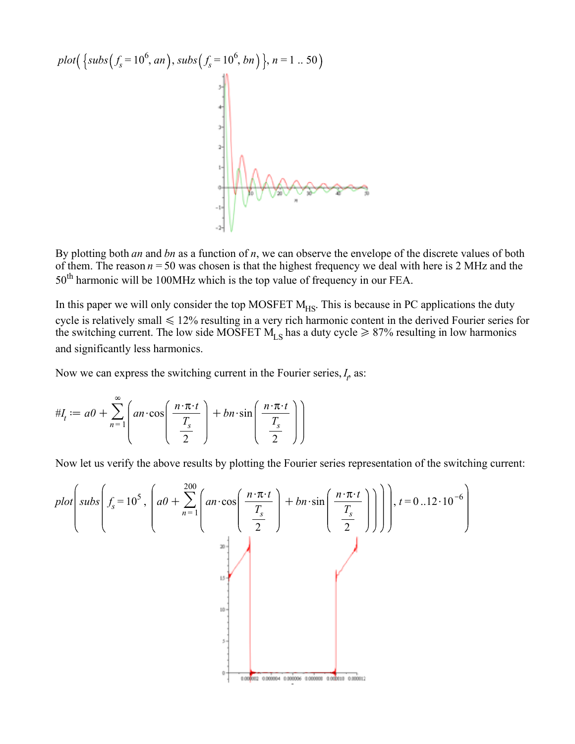$$plot\left(\left\{subs\left(f_s = 10^6, an\right), subs\left(f_s = 10^6, bn\right)\right\}, n = 1\,..\,50\right)$$

By plotting both *an* and *bn* as a function of *n*, we can observe the envelope of the discrete values of both of them. The reason $n = 50$ was chosen is that the highest frequency we deal with here is 2 MHz and the $50^{th}$ harmonic will be 100MHz which is the top value of frequency in our FEA.

In this paper we will only consider the top MOSFET $M_{HS}$. This is because in PC applications the duty cycle is relatively small $\leqslant 12\%$ resulting in a very rich harmonic content in the derived Fourier series for the switching current. The low side MOSFET $M_{LS}$ has a duty cycle $\geqslant 87\%$ resulting in low harmonics and significantly less harmonics.

Now we can express the switching current in the Fourier series, $I_t$, as:

$$\#I_t := a0 + \sum_{n=1}^{\infty}\left(an \cdot \cos\left(\frac{n \cdot \pi \cdot t}{\frac{T_s}{2}}\right) + bn \cdot \sin\left(\frac{n \cdot \pi \cdot t}{\frac{T_s}{2}}\right)\right)$$

Now let us verify the above results by plotting the Fourier series representation of the switching current:

$$plot\left(subs\left(f_s = 10^5, \left(a0 + \sum_{n=1}^{200}\left(an \cdot \cos\left(\frac{n \cdot \pi \cdot t}{\frac{T_s}{2}}\right) + bn \cdot \sin\left(\frac{n \cdot \pi \cdot t}{\frac{T_s}{2}}\right)\right)\right)\right), t = 0\,..\,12 \cdot 10^{-6}\right)$$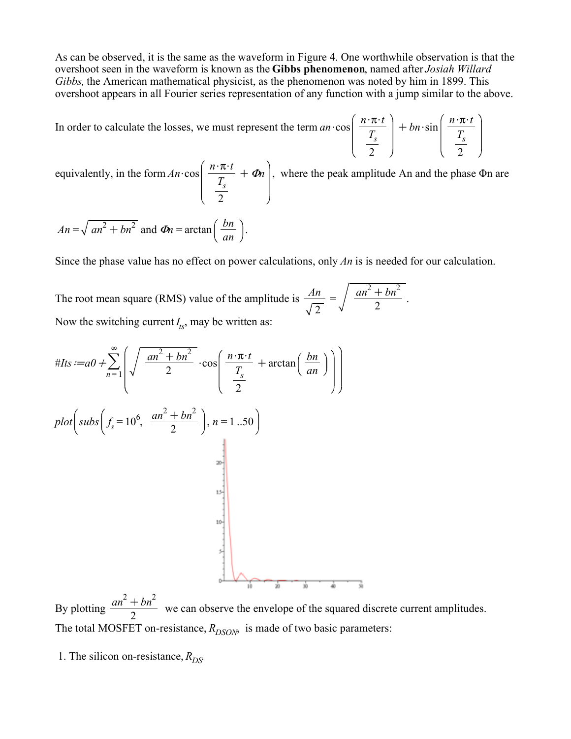As can be observed, it is the same as the waveform in Figure 4. One worthwhile observation is that the overshoot seen in the waveform is known as the **Gibbs phenomenon**, named after *Josiah Willard Gibbs,* the American mathematical physicist, as the phenomenon was noted by him in 1899. This overshoot appears in all Fourier series representation of any function with a jump similar to the above.

In order to calculate the losses, we must represent the term $an \cdot \cos\left(\frac{n \cdot \pi \cdot t}{\frac{T_s}{2}}\right) + bn \cdot \sin\left(\frac{n \cdot \pi \cdot t}{\frac{T_s}{2}}\right)$

equivalently, in the form $An \cdot \cos\left(\frac{n \cdot \pi \cdot t}{\frac{T_s}{2}} + \Phi n\right)$, where the peak amplitude An and the phase Φn are

$An = \sqrt{an^2 + bn^2}$ and $\Phi n = \arctan\left(\frac{bn}{an}\right)$.

Since the phase value has no effect on power calculations, only *An* is is needed for our calculation.

The root mean square (RMS) value of the amplitude is $\frac{An}{\sqrt{2}} = \sqrt{\frac{an^2 + bn^2}{2}}$.

Now the switching current $I_{ts}$, may be written as:

$$\#Its := a0 + \sum_{n=1}^{\infty} \left( \sqrt{\frac{an^2 + bn^2}{2}} \cdot \cos\left(\frac{n \cdot \pi \cdot t}{\frac{T_s}{2}} + \arctan\left(\frac{bn}{an}\right)\right)\right)$$

$$plot\left(subs\left(f_s = 10^6, \frac{an^2 + bn^2}{2}\right), n = 1..50\right)$$

By plotting $\frac{an^2 + bn^2}{2}$ we can observe the envelope of the squared discrete current amplitudes.

The total MOSFET on-resistance, $R_{DSON}$, is made of two basic parameters:

1. The silicon on-resistance, $R_{DS}$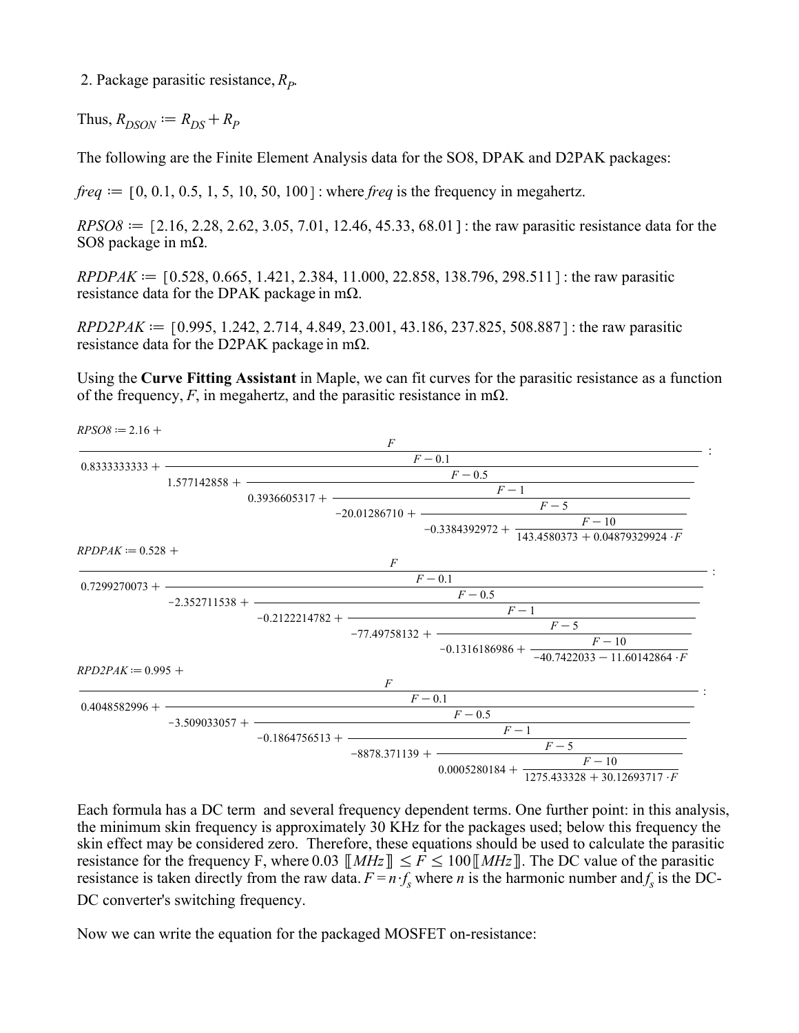2. Package parasitic resistance, $R_P$.

Thus, $R_{DSON} := R_{DS} + R_P$

The following are the Finite Element Analysis data for the SO8, DPAK and D2PAK packages:

$freq := [0, 0.1, 0.5, 1, 5, 10, 50, 100]$ : where *freq* is the frequency in megahertz.

$RPSO8 := [2.16, 2.28, 2.62, 3.05, 7.01, 12.46, 45.33, 68.01]$ : the raw parasitic resistance data for the SO8 package in mΩ.

$RPDPAK := [0.528, 0.665, 1.421, 2.384, 11.000, 22.858, 138.796, 298.511]$ : the raw parasitic resistance data for the DPAK package in mΩ.

$RPD2PAK := [0.995, 1.242, 2.714, 4.849, 23.001, 43.186, 237.825, 508.887]$ : the raw parasitic resistance data for the D2PAK package in mΩ.

Using the **Curve Fitting Assistant** in Maple, we can fit curves for the parasitic resistance as a function of the frequency, $F$, in megahertz, and the parasitic resistance in mΩ.

$$RPSO8 := 2.16 + \cfrac{F}{0.8333333333 + \cfrac{F - 0.1}{1.577142858 + \cfrac{F - 0.5}{0.3936605317 + \cfrac{F - 1}{-20.01286710 + \cfrac{F - 5}{-0.3384392972 + \cfrac{F - 10}{143.4580373 + 0.04879329924 \cdot F}}}}}} :$$

$$RPDPAK := 0.528 + \cfrac{F}{0.7299270073 + \cfrac{F - 0.1}{-2.352711538 + \cfrac{F - 0.5}{-0.2122214782 + \cfrac{F - 1}{-77.49758132 + \cfrac{F - 5}{-0.1316186986 + \cfrac{F - 10}{-40.7422033 - 11.60142864 \cdot F}}}}}} :$$

$$RPD2PAK := 0.995 + \cfrac{F}{0.4048582996 + \cfrac{F - 0.1}{-3.509033057 + \cfrac{F - 0.5}{-0.1864756513 + \cfrac{F - 1}{-8878.371139 + \cfrac{F - 5}{0.0005280184 + \cfrac{F - 10}{1275.433328 + 30.12693717 \cdot F}}}}}} :$$

Each formula has a DC term and several frequency dependent terms. One further point: in this analysis, the minimum skin frequency is approximately 30 KHz for the packages used; below this frequency the skin effect may be considered zero. Therefore, these equations should be used to calculate the parasitic resistance for the frequency F, where $0.03\ [\![MHz]\!] \le F \le 100\,[\![MHz]\!]$. The DC value of the parasitic resistance is taken directly from the raw data. $F = n \cdot f_s$ where $n$ is the harmonic number and $f_s$ is the DC-DC converter's switching frequency.

Now we can write the equation for the packaged MOSFET on-resistance: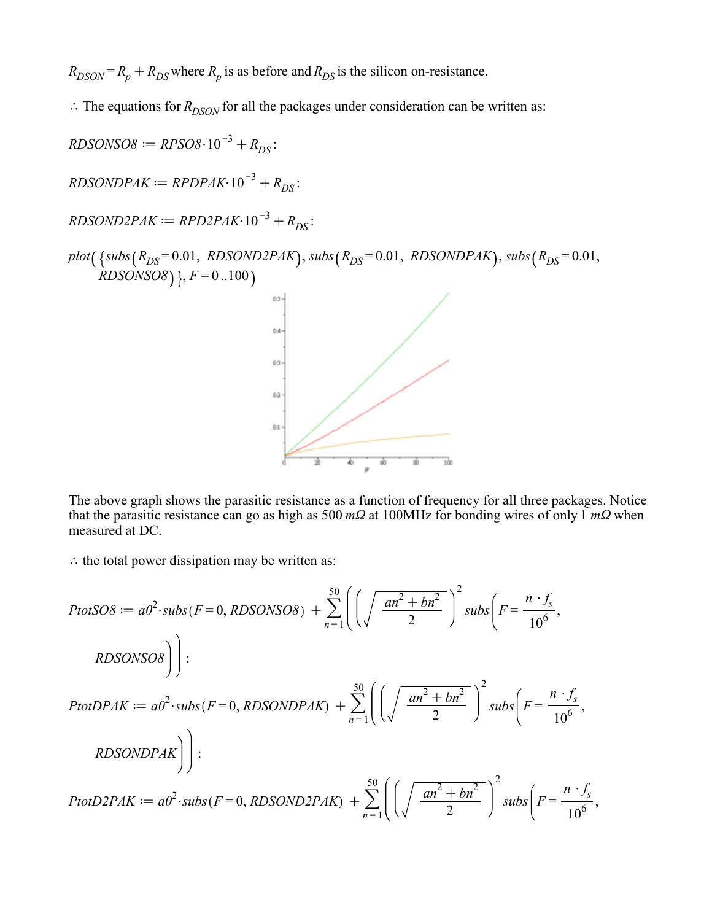$R_{DSON} = R_p + R_{DS}$ where $R_p$ is as before and $R_{DS}$ is the silicon on-resistance.

$\therefore$ The equations for $R_{DSON}$ for all the packages under consideration can be written as:

$$RDSONSO8 := RPSO8 \cdot 10^{-3} + R_{DS}:$$

$$RDSONDPAK := RPDPAK \cdot 10^{-3} + R_{DS}:$$

$$RDSOND2PAK := RPD2PAK \cdot 10^{-3} + R_{DS}:$$

$$plot\left(\left\{subs\left(R_{DS} = 0.01,\ RDSOND2PAK\right), subs\left(R_{DS} = 0.01,\ RDSONDPAK\right), subs\left(R_{DS} = 0.01,\ RDSONSO8\right)\right\}, F = 0..100\right)$$

The above graph shows the parasitic resistance as a function of frequency for all three packages. Notice that the parasitic resistance can go as high as 500 $m\Omega$ at 100MHz for bonding wires of only 1 $m\Omega$ when measured at DC.

$\therefore$ the total power dissipation may be written as:

$$PtotSO8 := a0^2 \cdot subs(F = 0, RDSONSO8) + \sum_{n=1}^{50} \left( \left( \sqrt{\frac{an^2 + bn^2}{2}} \right)^2 subs\left(F = \frac{n \cdot f_s}{10^6}, RDSONSO8\right) \right):$$

$$PtotDPAK := a0^2 \cdot subs(F = 0, RDSONDPAK) + \sum_{n=1}^{50} \left( \left( \sqrt{\frac{an^2 + bn^2}{2}} \right)^2 subs\left(F = \frac{n \cdot f_s}{10^6}, RDSONDPAK\right) \right):$$

$$PtotD2PAK := a0^2 \cdot subs(F = 0, RDSOND2PAK) + \sum_{n=1}^{50} \left( \left( \sqrt{\frac{an^2 + bn^2}{2}} \right)^2 subs\left(F = \frac{n \cdot f_s}{10^6}, \right.\right.$$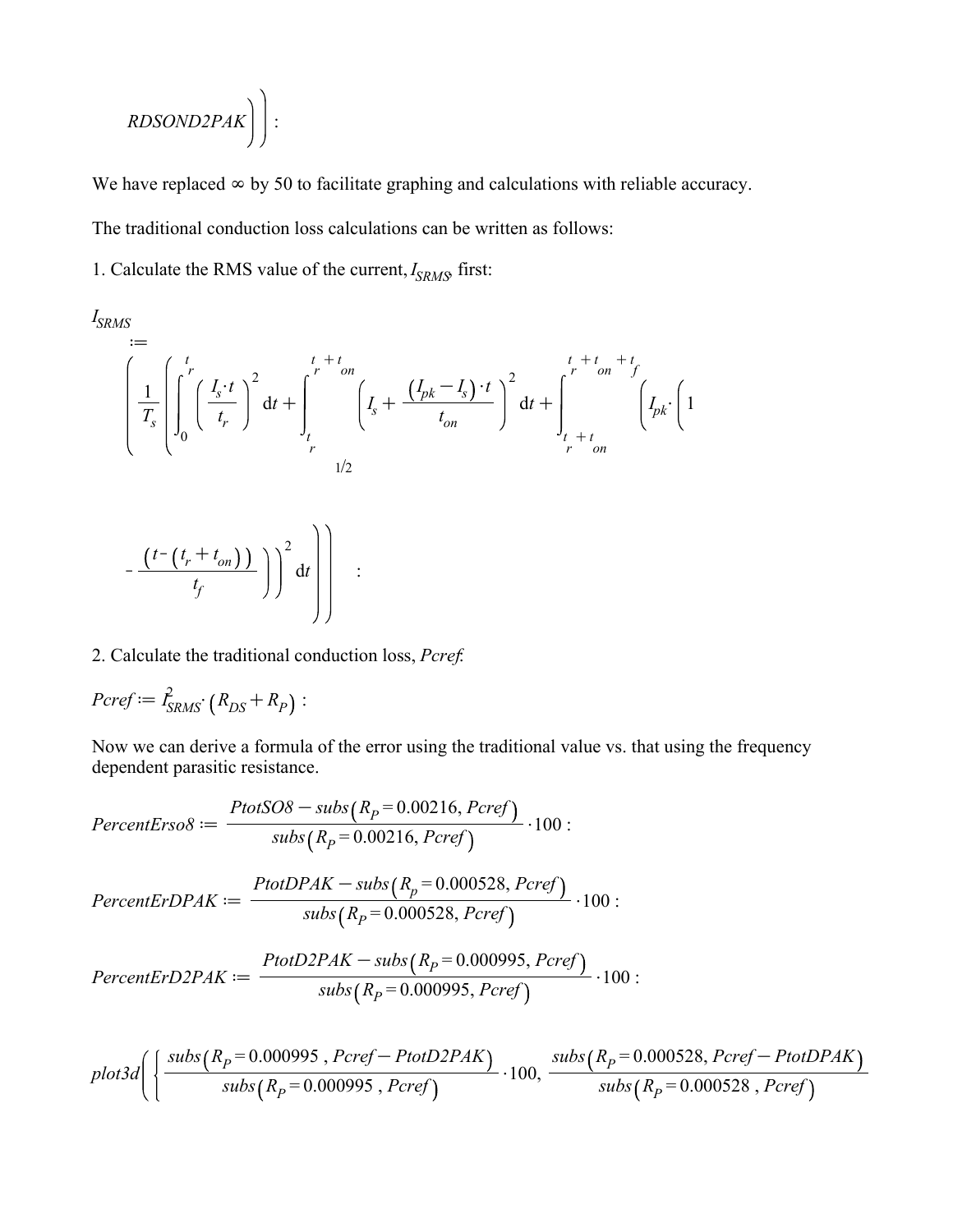$$RDSOND2PAK\Big)\Big) :$$

We have replaced ∞ by 50 to facilitate graphing and calculations with reliable accuracy.

The traditional conduction loss calculations can be written as follows:

1. Calculate the RMS value of the current, $I_{SRMS}$, first:

$$I_{SRMS} := \left( \frac{1}{T_s} \left( \int_0^{t_r} \left( \frac{I_s \cdot t}{t_r} \right)^2 \mathrm{d}t + \int_{t_r}^{t_r + t_{on}} \left( I_s + \frac{(I_{pk} - I_s) \cdot t}{t_{on}} \right)^2 \mathrm{d}t + \int_{t_r + t_{on}}^{t_r + t_{on} + t_f} \left( I_{pk} \cdot \left( 1 - \frac{(t - (t_r + t_{on}))}{t_f} \right) \right)^2 \mathrm{d}t \right) \right)^{1/2} :$$

2. Calculate the traditional conduction loss, *Pcref*:

$$Pcref := I_{SRMS}^2 \cdot (R_{DS} + R_P) :$$

Now we can derive a formula of the error using the traditional value vs. that using the frequency dependent parasitic resistance.

$$PercentErso8 := \frac{PtotSO8 - subs(R_P = 0.00216, Pcref)}{subs(R_P = 0.00216, Pcref)} \cdot 100 :$$

$$PercentErDPAK := \frac{PtotDPAK - subs(R_p = 0.000528, Pcref)}{subs(R_P = 0.000528, Pcref)} \cdot 100 :$$

$$PercentErD2PAK := \frac{PtotD2PAK - subs(R_P = 0.000995, Pcref)}{subs(R_P = 0.000995, Pcref)} \cdot 100 :$$

$$plot3d\left( \left\{ \frac{subs(R_P = 0.000995\ , Pcref - PtotD2PAK)}{subs(R_P = 0.000995\ , Pcref)} \cdot 100, \frac{subs(R_P = 0.000528, Pcref - PtotDPAK)}{subs(R_P = 0.000528\ , Pcref)} \right. \right.$$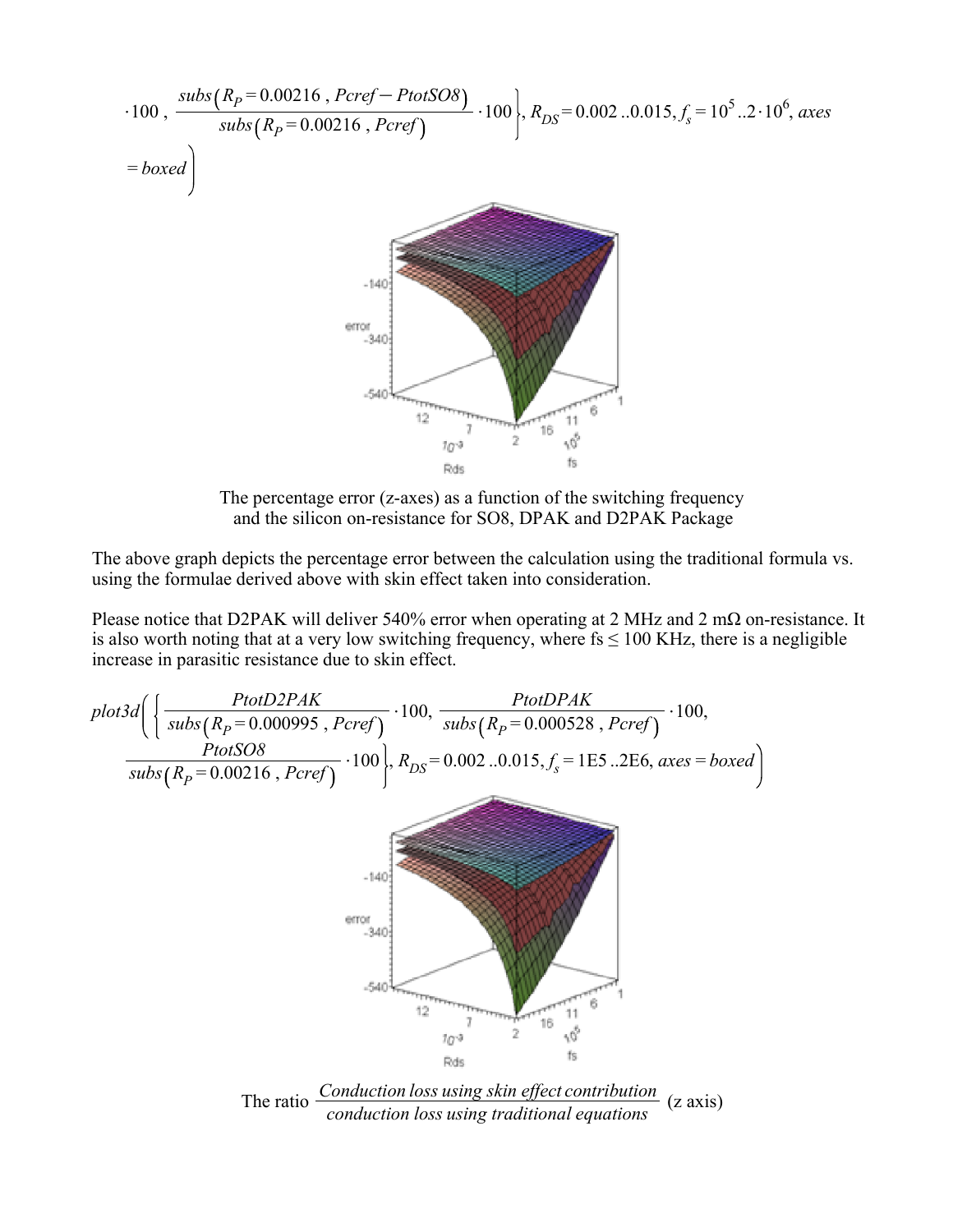$$\cdot 100,\ \frac{subs\left(R_P = 0.00216\ ,\ Pcref - PtotSO8\right)}{subs\left(R_P = 0.00216\ ,\ Pcref\right)} \cdot 100 \Big\},\ R_{DS} = 0.002\ ..0.015,\ f_s = 10^5\ ..2 \cdot 10^6,\ axes = boxed\Big)$$

The percentage error (z-axes) as a function of the switching frequency and the silicon on-resistance for SO8, DPAK and D2PAK Package

The above graph depicts the percentage error between the calculation using the traditional formula vs. using the formulae derived above with skin effect taken into consideration.

Please notice that D2PAK will deliver 540% error when operating at 2 MHz and 2 mΩ on-resistance. It is also worth noting that at a very low switching frequency, where fs ≤ 100 KHz, there is a negligible increase in parasitic resistance due to skin effect.

$$plot3d\left(\left\{\frac{PtotD2PAK}{subs\left(R_P = 0.000995\ ,\ Pcref\right)} \cdot 100,\ \frac{PtotDPAK}{subs\left(R_P = 0.000528\ ,\ Pcref\right)} \cdot 100,\ \frac{PtotSO8}{subs\left(R_P = 0.00216\ ,\ Pcref\right)} \cdot 100\right\},\ R_{DS} = 0.002\ ..0.015,\ f_s = 1E5\ ..2E6,\ axes = boxed\right)$$

The ratio $\frac{\text{Conduction loss using skin effect contribution}}{\text{conduction loss using traditional equations}}$ (z axis)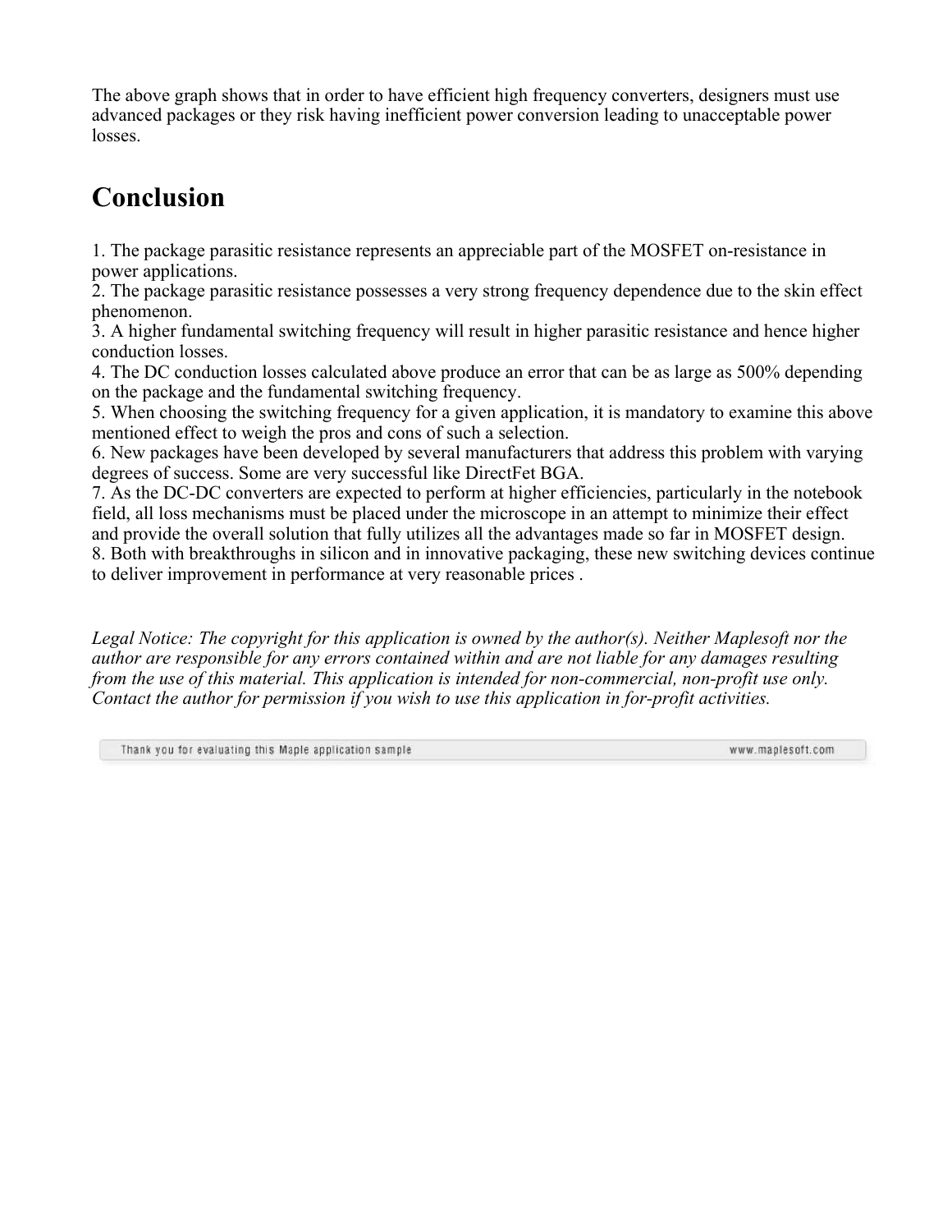The above graph shows that in order to have efficient high frequency converters, designers must use advanced packages or they risk having inefficient power conversion leading to unacceptable power losses.

# Conclusion

1. The package parasitic resistance represents an appreciable part of the MOSFET on-resistance in power applications.
2. The package parasitic resistance possesses a very strong frequency dependence due to the skin effect phenomenon.
3. A higher fundamental switching frequency will result in higher parasitic resistance and hence higher conduction losses.
4. The DC conduction losses calculated above produce an error that can be as large as 500% depending on the package and the fundamental switching frequency.
5. When choosing the switching frequency for a given application, it is mandatory to examine this above mentioned effect to weigh the pros and cons of such a selection.
6. New packages have been developed by several manufacturers that address this problem with varying degrees of success. Some are very successful like DirectFet BGA.
7. As the DC-DC converters are expected to perform at higher efficiencies, particularly in the notebook field, all loss mechanisms must be placed under the microscope in an attempt to minimize their effect and provide the overall solution that fully utilizes all the advantages made so far in MOSFET design.
8. Both with breakthroughs in silicon and in innovative packaging, these new switching devices continue to deliver improvement in performance at very reasonable prices .

*Legal Notice: The copyright for this application is owned by the author(s). Neither Maplesoft nor the author are responsible for any errors contained within and are not liable for any damages resulting from the use of this material. This application is intended for non-commercial, non-profit use only. Contact the author for permission if you wish to use this application in for-profit activities.*

Thank you for evaluating this Maple application sample www.maplesoft.com